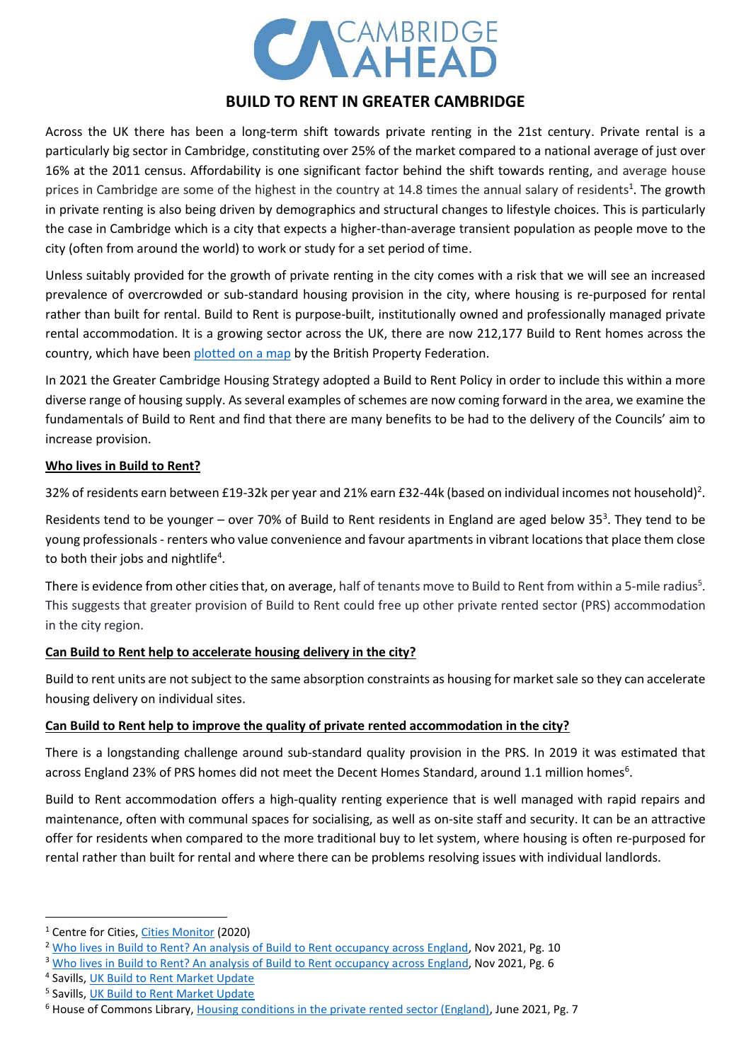# BUILD TO RENT IN GREATER CAMBRIDGE

Across the UK there has been a long-term shift towards private renting in the 21st century. Private rental is a particularly big sector in Cambridge, constituting over 25% of the market compared to a national average of just over 16% at the 2011 census. Affordability is one significant factor behind the shift towards renting, and average house prices in Cambridge are some of the highest in the country at 14.8 times the annual salary of residents[1]. The growth in private renting is also being driven by demographics and structural changes to lifestyle choices. This is particularly the case in Cambridge which is a city that expects a higher-than-average transient population as people move to the city (often from around the world) to work or study for a set period of time.

Unless suitably provided for the growth of private renting in the city comes with a risk that we will see an increased prevalence of overcrowded or sub-standard housing provision in the city, where housing is re-purposed for rental rather than built for rental. Build to Rent is purpose-built, institutionally owned and professionally managed private rental accommodation. It is a growing sector across the UK, there are now 212,177 Build to Rent homes across the country, which have been plotted on a map by the British Property Federation.

In 2021 the Greater Cambridge Housing Strategy adopted a Build to Rent Policy in order to include this within a more diverse range of housing supply. As several examples of schemes are now coming forward in the area, we examine the fundamentals of Build to Rent and find that there are many benefits to be had to the delivery of the Councils' aim to increase provision.

## Who lives in Build to Rent?

32% of residents earn between £19-32k per year and 21% earn £32-44k (based on individual incomes not household)[2].

Residents tend to be younger – over 70% of Build to Rent residents in England are aged below 35[3]. They tend to be young professionals - renters who value convenience and favour apartments in vibrant locations that place them close to both their jobs and nightlife[4].

There is evidence from other cities that, on average, half of tenants move to Build to Rent from within a 5-mile radius[5]. This suggests that greater provision of Build to Rent could free up other private rented sector (PRS) accommodation in the city region.

## Can Build to Rent help to accelerate housing delivery in the city?

Build to rent units are not subject to the same absorption constraints as housing for market sale so they can accelerate housing delivery on individual sites.

## Can Build to Rent help to improve the quality of private rented accommodation in the city?

There is a longstanding challenge around sub-standard quality provision in the PRS. In 2019 it was estimated that across England 23% of PRS homes did not meet the Decent Homes Standard, around 1.1 million homes[6].

Build to Rent accommodation offers a high-quality renting experience that is well managed with rapid repairs and maintenance, often with communal spaces for socialising, as well as on-site staff and security. It can be an attractive offer for residents when compared to the more traditional buy to let system, where housing is often re-purposed for rental rather than built for rental and where there can be problems resolving issues with individual landlords.

---

[1] Centre for Cities, Cities Monitor (2020)

[2] Who lives in Build to Rent? An analysis of Build to Rent occupancy across England, Nov 2021, Pg. 10

[3] Who lives in Build to Rent? An analysis of Build to Rent occupancy across England, Nov 2021, Pg. 6

[4] Savills, UK Build to Rent Market Update

[5] Savills, UK Build to Rent Market Update

[6] House of Commons Library, Housing conditions in the private rented sector (England), June 2021, Pg. 7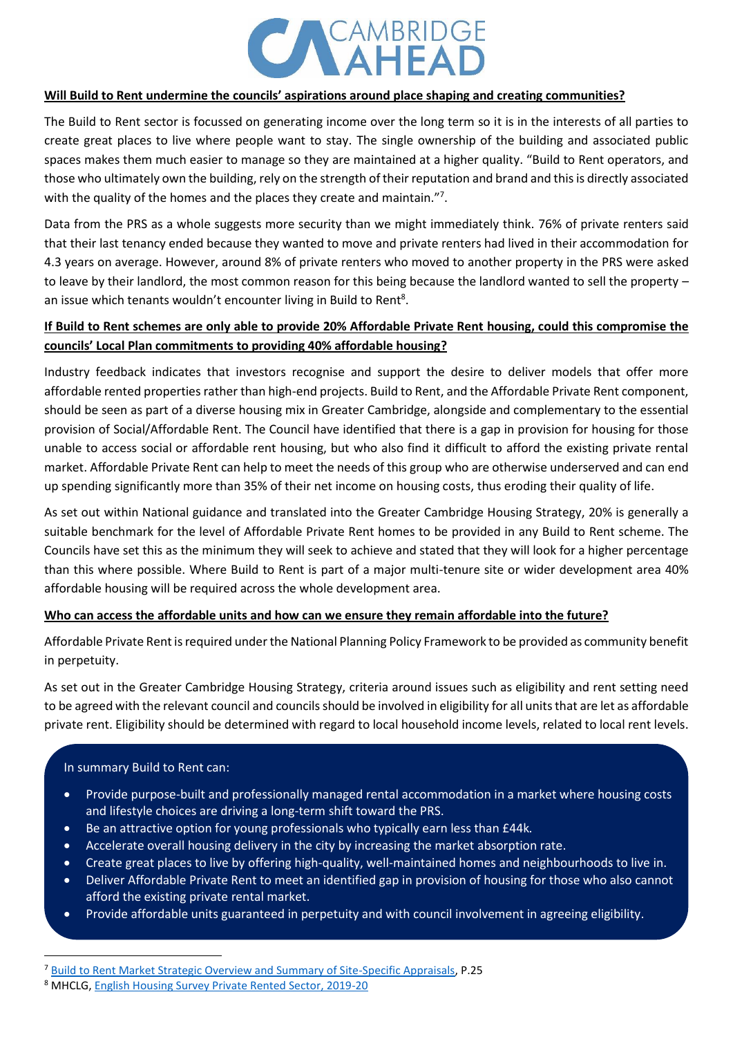**Will Build to Rent undermine the councils' aspirations around place shaping and creating communities?**

The Build to Rent sector is focussed on generating income over the long term so it is in the interests of all parties to create great places to live where people want to stay. The single ownership of the building and associated public spaces makes them much easier to manage so they are maintained at a higher quality. "Build to Rent operators, and those who ultimately own the building, rely on the strength of their reputation and brand and this is directly associated with the quality of the homes and the places they create and maintain."[7].

Data from the PRS as a whole suggests more security than we might immediately think. 76% of private renters said that their last tenancy ended because they wanted to move and private renters had lived in their accommodation for 4.3 years on average. However, around 8% of private renters who moved to another property in the PRS were asked to leave by their landlord, the most common reason for this being because the landlord wanted to sell the property – an issue which tenants wouldn't encounter living in Build to Rent[8].

**If Build to Rent schemes are only able to provide 20% Affordable Private Rent housing, could this compromise the councils' Local Plan commitments to providing 40% affordable housing?**

Industry feedback indicates that investors recognise and support the desire to deliver models that offer more affordable rented properties rather than high-end projects. Build to Rent, and the Affordable Private Rent component, should be seen as part of a diverse housing mix in Greater Cambridge, alongside and complementary to the essential provision of Social/Affordable Rent. The Council have identified that there is a gap in provision for housing for those unable to access social or affordable rent housing, but who also find it difficult to afford the existing private rental market. Affordable Private Rent can help to meet the needs of this group who are otherwise underserved and can end up spending significantly more than 35% of their net income on housing costs, thus eroding their quality of life.

As set out within National guidance and translated into the Greater Cambridge Housing Strategy, 20% is generally a suitable benchmark for the level of Affordable Private Rent homes to be provided in any Build to Rent scheme. The Councils have set this as the minimum they will seek to achieve and stated that they will look for a higher percentage than this where possible. Where Build to Rent is part of a major multi-tenure site or wider development area 40% affordable housing will be required across the whole development area.

**Who can access the affordable units and how can we ensure they remain affordable into the future?**

Affordable Private Rent is required under the National Planning Policy Framework to be provided as community benefit in perpetuity.

As set out in the Greater Cambridge Housing Strategy, criteria around issues such as eligibility and rent setting need to be agreed with the relevant council and councils should be involved in eligibility for all units that are let as affordable private rent. Eligibility should be determined with regard to local household income levels, related to local rent levels.

In summary Build to Rent can:

- Provide purpose-built and professionally managed rental accommodation in a market where housing costs and lifestyle choices are driving a long-term shift toward the PRS.
- Be an attractive option for young professionals who typically earn less than £44k.
- Accelerate overall housing delivery in the city by increasing the market absorption rate.
- Create great places to live by offering high-quality, well-maintained homes and neighbourhoods to live in.
- Deliver Affordable Private Rent to meet an identified gap in provision of housing for those who also cannot afford the existing private rental market.
- Provide affordable units guaranteed in perpetuity and with council involvement in agreeing eligibility.

---

[7] Build to Rent Market Strategic Overview and Summary of Site-Specific Appraisals, P.25

[8] MHCLG, English Housing Survey Private Rented Sector, 2019-20